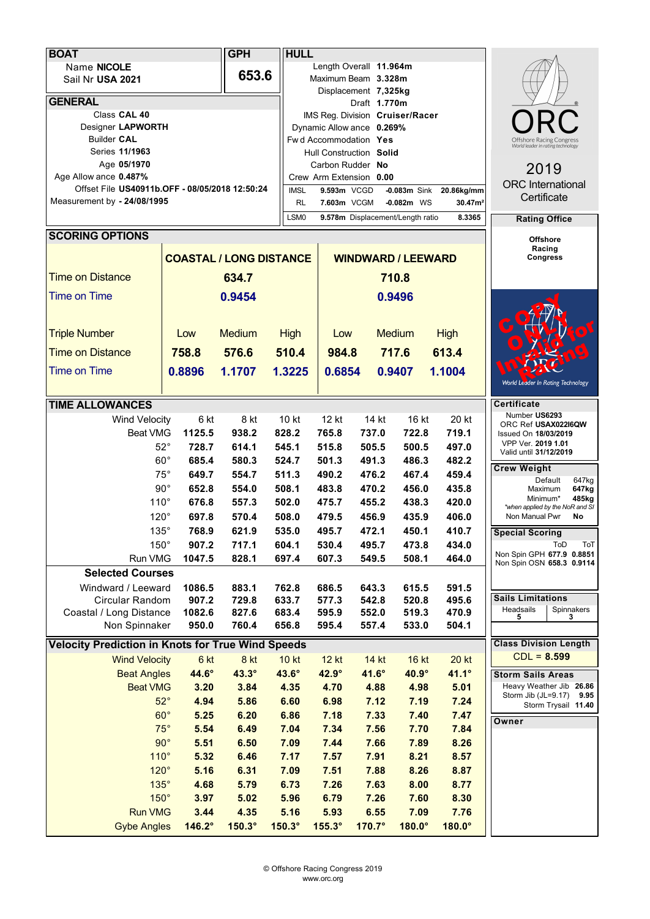## BOAT

Name **NICOLE**
Sail Nr **USA 2021**

## GPH

**653.6**

## GENERAL

Class **CAL 40**
Designer **LAPWORTH**
Builder **CAL**
Series **11/1963**
Age **05/1970**
Age Allowance **0.487%**
Offset File **US40911b.OFF - 08/05/2018 12:50:24**
Measurement by **- 24/08/1995**

## HULL

Length Overall **11.964m**
Maximum Beam **3.328m**
Displacement **7,325kg**
Draft **1.770m**
IMS Reg. Division **Cruiser/Racer**
Dynamic Allowance **0.269%**
Fwd Accommodation **Yes**
Hull Construction **Solid**
Carbon Rudder **No**
Crew Arm Extension **0.00**

| | | | | | |
|---|---|---|---|---|---|
| IMSL | **9.593m** | VCGD | **-0.083m** | Sink | **20.86kg/mm** |
| RL | **7.603m** | VCGM | **-0.082m** | WS | **30.47m²** |
| LSM0 | **9.578m** | Displacement/Length ratio | | | **8.3365** |

**ORC**
Offshore Racing Congress
World leader in rating technology

2019
ORC International
Certificate

**Rating Office**

**Offshore Racing Congress**

COPY ONLY Invalid for Racing

World Leader In Rating Technology

## SCORING OPTIONS

| | COASTAL / LONG DISTANCE | | | WINDWARD / LEEWARD | | |
|---|---|---|---|---|---|---|
| Time on Distance | | **634.7** | | | **710.8** | |
| Time on Time | | **0.9454** | | | **0.9496** | |
| Triple Number | Low | Medium | High | Low | Medium | High |
| Time on Distance | **758.8** | **576.6** | **510.4** | **984.8** | **717.6** | **613.4** |
| Time on Time | **0.8896** | **1.1707** | **1.3225** | **0.6854** | **0.9407** | **1.1004** |

## TIME ALLOWANCES

| Wind Velocity | 6 kt | 8 kt | 10 kt | 12 kt | 14 kt | 16 kt | 20 kt |
|---|---|---|---|---|---|---|---|
| Beat VMG | **1125.5** | **938.2** | **828.2** | **765.8** | **737.0** | **722.8** | **719.1** |
| 52° | **728.7** | **614.1** | **545.1** | **515.8** | **505.5** | **500.5** | **497.0** |
| 60° | **685.4** | **580.3** | **524.7** | **501.3** | **491.3** | **486.3** | **482.2** |
| 75° | **649.7** | **554.7** | **511.3** | **490.2** | **476.2** | **467.4** | **459.4** |
| 90° | **652.8** | **554.0** | **508.1** | **483.8** | **470.2** | **456.0** | **435.8** |
| 110° | **676.8** | **557.3** | **502.0** | **475.7** | **455.2** | **438.3** | **420.0** |
| 120° | **697.8** | **570.4** | **508.0** | **479.5** | **456.9** | **435.9** | **406.0** |
| 135° | **768.9** | **621.9** | **535.0** | **495.7** | **472.1** | **450.1** | **410.7** |
| 150° | **907.2** | **717.1** | **604.1** | **530.4** | **495.7** | **473.8** | **434.0** |
| Run VMG | **1047.5** | **828.1** | **697.4** | **607.3** | **549.5** | **508.1** | **464.0** |
| **Selected Courses** | | | | | | | |
| Windward / Leeward | **1086.5** | **883.1** | **762.8** | **686.5** | **643.3** | **615.5** | **591.5** |
| Circular Random | **907.2** | **729.8** | **633.7** | **577.3** | **542.8** | **520.8** | **495.6** |
| Coastal / Long Distance | **1082.6** | **827.6** | **683.4** | **595.9** | **552.0** | **519.3** | **470.9** |
| Non Spinnaker | **950.0** | **760.4** | **656.8** | **595.4** | **557.4** | **533.0** | **504.1** |

## Velocity Prediction in Knots for True Wind Speeds

| Wind Velocity | 6 kt | 8 kt | 10 kt | 12 kt | 14 kt | 16 kt | 20 kt |
|---|---|---|---|---|---|---|---|
| Beat Angles | **44.6°** | **43.3°** | **43.6°** | **42.9°** | **41.6°** | **40.9°** | **41.1°** |
| Beat VMG | **3.20** | **3.84** | **4.35** | **4.70** | **4.88** | **4.98** | **5.01** |
| 52° | **4.94** | **5.86** | **6.60** | **6.98** | **7.12** | **7.19** | **7.24** |
| 60° | **5.25** | **6.20** | **6.86** | **7.18** | **7.33** | **7.40** | **7.47** |
| 75° | **5.54** | **6.49** | **7.04** | **7.34** | **7.56** | **7.70** | **7.84** |
| 90° | **5.51** | **6.50** | **7.09** | **7.44** | **7.66** | **7.89** | **8.26** |
| 110° | **5.32** | **6.46** | **7.17** | **7.57** | **7.91** | **8.21** | **8.57** |
| 120° | **5.16** | **6.31** | **7.09** | **7.51** | **7.88** | **8.26** | **8.87** |
| 135° | **4.68** | **5.79** | **6.73** | **7.26** | **7.63** | **8.00** | **8.77** |
| 150° | **3.97** | **5.02** | **5.96** | **6.79** | **7.26** | **7.60** | **8.30** |
| Run VMG | **3.44** | **4.35** | **5.16** | **5.93** | **6.55** | **7.09** | **7.76** |
| Gybe Angles | **146.2°** | **150.3°** | **150.3°** | **155.3°** | **170.7°** | **180.0°** | **180.0°** |

## Certificate

Number **US6293**
ORC Ref **USAX022I6QW**
Issued On **18/03/2019**
VPP Ver. **2019 1.01**
Valid until **31/12/2019**

## Crew Weight

| | |
|---|---|
| Default | 647kg |
| Maximum | **647kg** |
| Minimum* | **485kg** |

*when applied by the NoR and SI

Non Manual Pwr **No**

## Special Scoring

| | ToD | ToT |
|---|---|---|
| Non Spin GPH | **677.9** | **0.8851** |
| Non Spin OSN | **658.3** | **0.9114** |

## Sails Limitations

| Headsails | Spinnakers |
|---|---|
| **5** | **3** |

## Class Division Length

CDL = **8.599**

## Storm Sails Areas

| | |
|---|---|
| Heavy Weather Jib | **26.86** |
| Storm Jib (JL=9.17) | **9.95** |
| Storm Trysail | **11.40** |

## Owner

© Offshore Racing Congress 2019
www.orc.org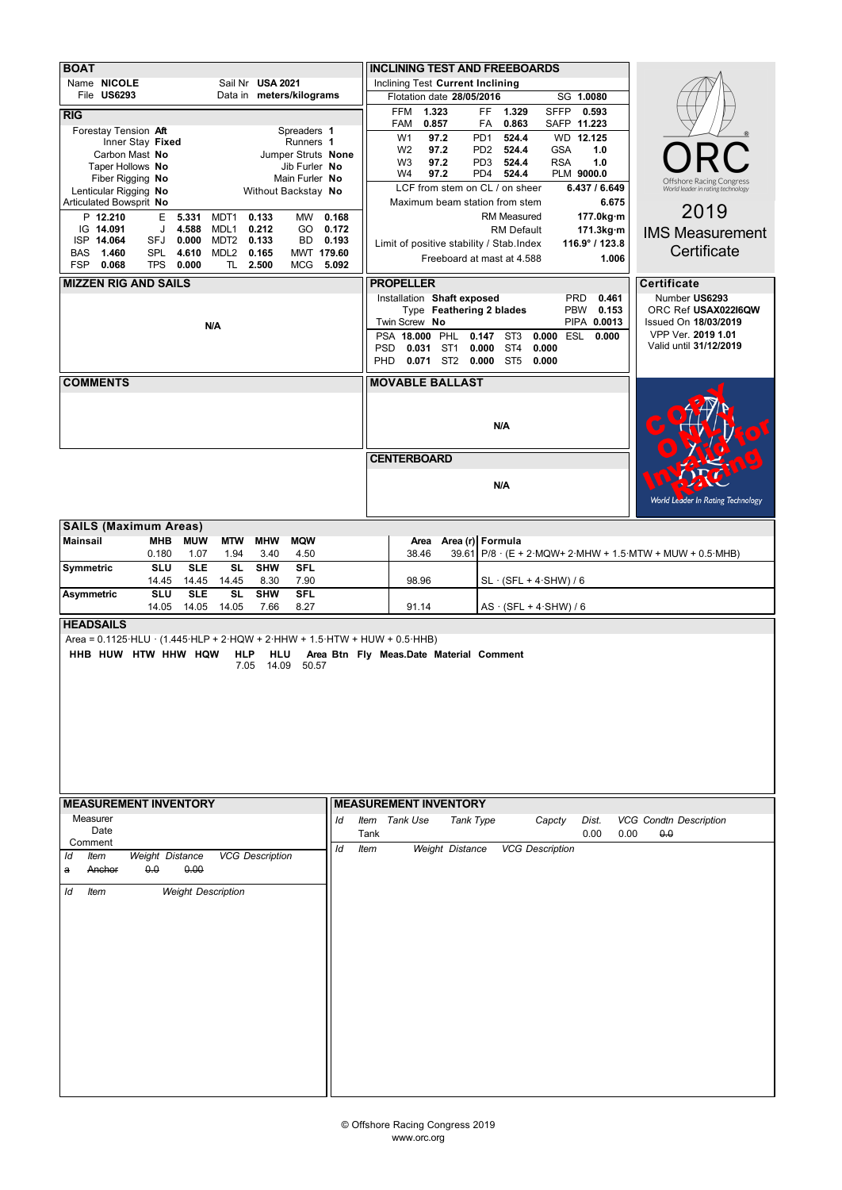## BOAT

| | | | |
|---|---|---|---|
| Name | **NICOLE** | Sail Nr | **USA 2021** |
| File | **US6293** | Data in | **meters/kilograms** |

## RIG

| | | | |
|---|---|---|---|
| Forestay Tension | **Aft** | Spreaders | **1** |
| Inner Stay | **Fixed** | Runners | **1** |
| Carbon Mast | **No** | Jumper Struts | **None** |
| Taper Hollows | **No** | Jib Furler | **No** |
| Fiber Rigging | **No** | Main Furler | **No** |
| Lenticular Rigging | **No** | Without Backstay | **No** |
| Articulated Bowsprit | **No** | | |

| | | | | | | | |
|---|---|---|---|---|---|---|---|
| P **12.210** | E **5.331** | MDT1 **0.133** | MW **0.168** |
| IG **14.091** | J **4.588** | MDL1 **0.212** | GO **0.172** |
| ISP **14.064** | SFJ **0.000** | MDT2 **0.133** | BD **0.193** |
| BAS **1.460** | SPL **4.610** | MDL2 **0.165** | MWT **179.60** |
| FSP **0.068** | TPS **0.000** | TL **2.500** | MCG **5.092** |

## INCLINING TEST AND FREEBOARDS

Inclining Test **Current Inclining**

Flotation date **28/05/2016** SG **1.0080**

| | | | | | |
|---|---|---|---|---|---|
| FFM **1.323** | FF **1.329** | SFFP **0.593** |
| FAM **0.857** | FA **0.863** | SAFP **11.223** |
| W1 **97.2** | PD1 **524.4** | WD **12.125** |
| W2 **97.2** | PD2 **524.4** | GSA **1.0** |
| W3 **97.2** | PD3 **524.4** | RSA **1.0** |
| W4 **97.2** | PD4 **524.4** | PLM **9000.0** |

| | |
|---|---|
| LCF from stem on CL / on sheer | **6.437 / 6.649** |
| Maximum beam station from stem | **6.675** |
| RM Measured | **177.0kg·m** |
| RM Default | **171.3kg·m** |
| Limit of positive stability / Stab.Index | **116.9° / 123.8** |
| Freeboard at mast at 4.588 | **1.006** |

**ORC** Offshore Racing Congress — World leader in rating technology

**2019 IMS Measurement Certificate**

## MIZZEN RIG AND SAILS

N/A

## PROPELLER

Installation **Shaft exposed** PRD **0.461**
Type **Feathering 2 blades** PBW **0.153**
Twin Screw **No** PIPA **0.0013**

| | | | |
|---|---|---|---|
| PSA **18.000** | PHL **0.147** | ST3 **0.000** | ESL **0.000** |
| PSD **0.031** | ST1 **0.000** | ST4 **0.000** | |
| PHD **0.071** | ST2 **0.000** | ST5 **0.000** | |

## Certificate

Number **US6293**
ORC Ref **USAX022I6QW**
Issued On **18/03/2019**
VPP Ver. **2019 1.01**
Valid until **31/12/2019**

## COMMENTS

## MOVABLE BALLAST

N/A

## CENTERBOARD

N/A

COPY ONLY Invalid for Racing

World Leader In Rating Technology

## SAILS (Maximum Areas)

| | | | | | | Area | Area (r) | Formula |
|---|---|---|---|---|---|---|---|---|
| **Mainsail** | **MHB** | **MUW** | **MTW** | **MHW** | **MQW** | | | |
| | 0.180 | 1.07 | 1.94 | 3.40 | 4.50 | 38.46 | 39.61 | P/8 · (E + 2·MQW+ 2·MHW + 1.5·MTW + MUW + 0.5·MHB) |
| **Symmetric** | **SLU** | **SLE** | **SL** | **SHW** | **SFL** | | | |
| | 14.45 | 14.45 | 14.45 | 8.30 | 7.90 | 98.96 | | SL · (SFL + 4·SHW) / 6 |
| **Asymmetric** | **SLU** | **SLE** | **SL** | **SHW** | **SFL** | | | |
| | 14.05 | 14.05 | 14.05 | 7.66 | 8.27 | 91.14 | | AS · (SFL + 4·SHW) / 6 |

## HEADSAILS

Area = 0.1125·HLU · (1.445·HLP + 2·HQW + 2·HHW + 1.5·HTW + HUW + 0.5·HHB)

| HHB | HUW | HTW | HHW | HQW | HLP | HLU | Area | Btn | Fly | Meas.Date | Material | Comment |
|---|---|---|---|---|---|---|---|---|---|---|---|---|
| | | | | | 7.05 | 14.09 | 50.57 | | | | | |

## MEASUREMENT INVENTORY

Measurer
Date
Comment

| Id | Item | Weight | Distance | VCG | Description |
|---|---|---|---|---|---|
| ~~a~~ | ~~Anchor~~ | ~~0.0~~ | ~~0.00~~ | | |

| Id | Item | Weight | Description |
|---|---|---|---|

## MEASUREMENT INVENTORY

| Id | Item | Tank Use | Tank Type | Capcty | Dist. | VCG | Condtn | Description |
|---|---|---|---|---|---|---|---|---|
| | Tank | | | | 0.00 | 0.00 | ~~0.0~~ | |

| Id | Item | Weight | Distance | VCG | Description |
|---|---|---|---|---|---|

© Offshore Racing Congress 2019
www.orc.org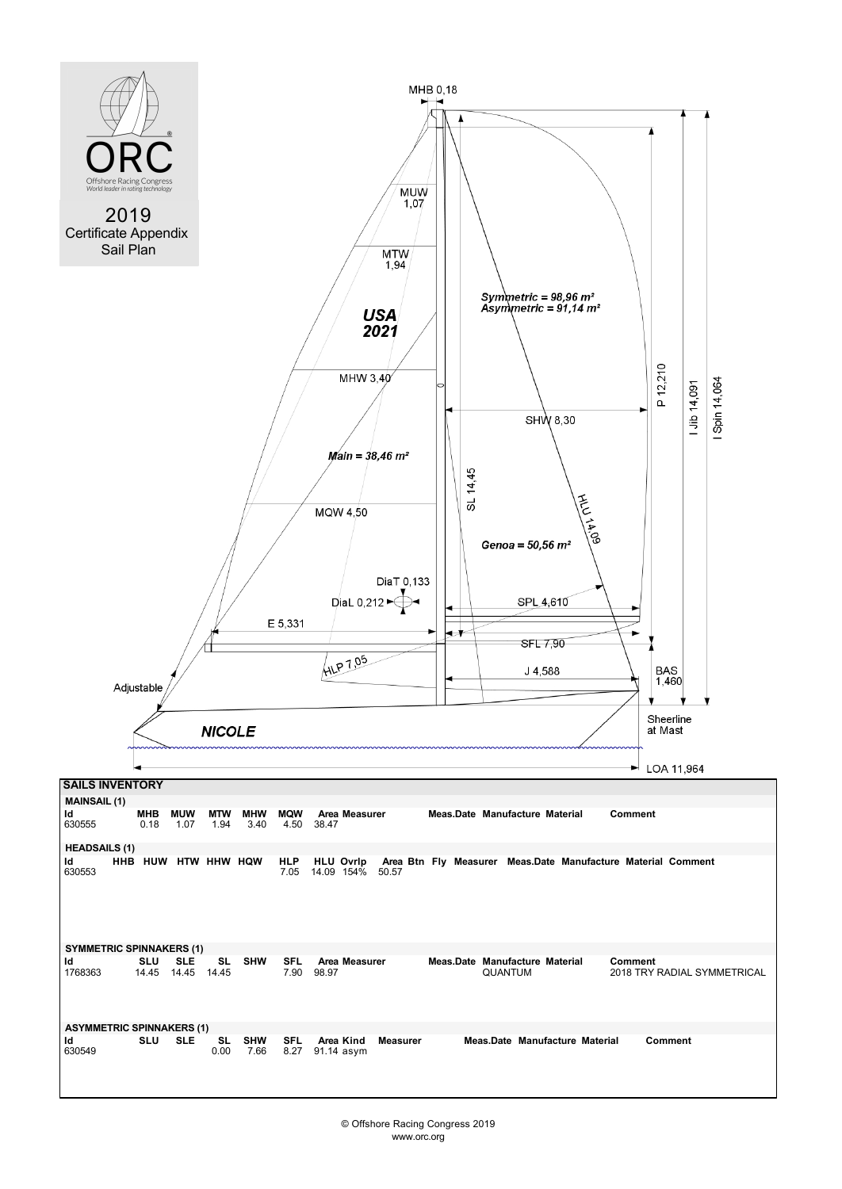ORC

Offshore Racing Congress
World leader in rating technology

2019
Certificate Appendix
Sail Plan

MHB 0,18

MUW 1,07

MTW 1,94

USA 2021

MHW 3,40

*Main = 38,46 m²*

MQW 4,50

DiaT 0,133

DiaL 0,212

E 5,331

HLP 7,05

Adjustable

NICOLE

*Symmetric = 98,96 m²*
*Asymmetric = 91,14 m²*

P 12,210

I Jib 14,091

I Spin 14,064

SHW 8,30

SL 14,45

HLU 14,09

*Genoa = 50,56 m²*

SPL 4,610

SFL 7,90

J 4,588

BAS 1,460

Sheerline at Mast

LOA 11,964

## SAILS INVENTORY

### MAINSAIL (1)

| Id | MHB | MUW | MTW | MHW | MQW | Area | Measurer | Meas.Date | Manufacture | Material | Comment |
|---|---|---|---|---|---|---|---|---|---|---|---|
| 630555 | 0.18 | 1.07 | 1.94 | 3.40 | 4.50 | 38.47 | | | | | |

### HEADSAILS (1)

| Id | HHB | HUW | HTW | HHW | HQW | HLP | HLU | Ovrlp | Area | Btn | Fly | Measurer | Meas.Date | Manufacture | Material | Comment |
|---|---|---|---|---|---|---|---|---|---|---|---|---|---|---|---|---|
| 630553 | | | | | | 7.05 | 14.09 | 154% | 50.57 | | | | | | | |

### SYMMETRIC SPINNAKERS (1)

| Id | SLU | SLE | SL | SHW | SFL | Area | Measurer | Meas.Date | Manufacture | Material | Comment |
|---|---|---|---|---|---|---|---|---|---|---|---|
| 1768363 | 14.45 | 14.45 | 14.45 | | 7.90 | 98.97 | | | QUANTUM | | 2018 TRY RADIAL SYMMETRICAL |

### ASYMMETRIC SPINNAKERS (1)

| Id | SLU | SLE | SL | SHW | SFL | Area | Kind | Measurer | Meas.Date | Manufacture | Material | Comment |
|---|---|---|---|---|---|---|---|---|---|---|---|---|
| 630549 | | | 0.00 | 7.66 | 8.27 | 91.14 | asym | | | | | |

© Offshore Racing Congress 2019
www.orc.org